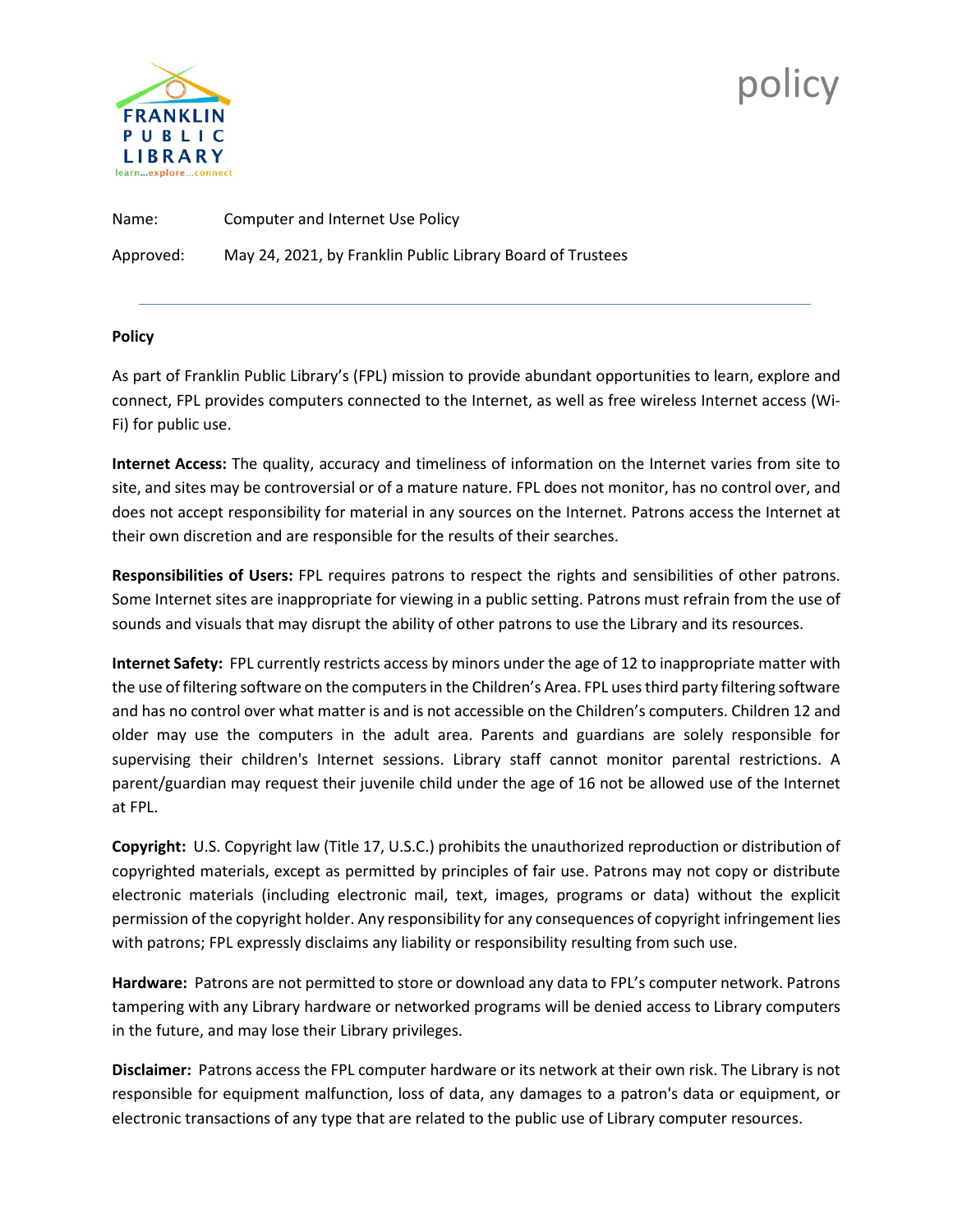# policy

FRANKLIN PUBLIC LIBRARY
learn...explore...connect

Name: Computer and Internet Use Policy

Approved: May 24, 2021, by Franklin Public Library Board of Trustees

---

**Policy**

As part of Franklin Public Library's (FPL) mission to provide abundant opportunities to learn, explore and connect, FPL provides computers connected to the Internet, as well as free wireless Internet access (Wi-Fi) for public use.

**Internet Access:** The quality, accuracy and timeliness of information on the Internet varies from site to site, and sites may be controversial or of a mature nature. FPL does not monitor, has no control over, and does not accept responsibility for material in any sources on the Internet. Patrons access the Internet at their own discretion and are responsible for the results of their searches.

**Responsibilities of Users:** FPL requires patrons to respect the rights and sensibilities of other patrons. Some Internet sites are inappropriate for viewing in a public setting. Patrons must refrain from the use of sounds and visuals that may disrupt the ability of other patrons to use the Library and its resources.

**Internet Safety:** FPL currently restricts access by minors under the age of 12 to inappropriate matter with the use of filtering software on the computers in the Children's Area. FPL uses third party filtering software and has no control over what matter is and is not accessible on the Children's computers. Children 12 and older may use the computers in the adult area. Parents and guardians are solely responsible for supervising their children's Internet sessions. Library staff cannot monitor parental restrictions. A parent/guardian may request their juvenile child under the age of 16 not be allowed use of the Internet at FPL.

**Copyright:** U.S. Copyright law (Title 17, U.S.C.) prohibits the unauthorized reproduction or distribution of copyrighted materials, except as permitted by principles of fair use. Patrons may not copy or distribute electronic materials (including electronic mail, text, images, programs or data) without the explicit permission of the copyright holder. Any responsibility for any consequences of copyright infringement lies with patrons; FPL expressly disclaims any liability or responsibility resulting from such use.

**Hardware:** Patrons are not permitted to store or download any data to FPL's computer network. Patrons tampering with any Library hardware or networked programs will be denied access to Library computers in the future, and may lose their Library privileges.

**Disclaimer:** Patrons access the FPL computer hardware or its network at their own risk. The Library is not responsible for equipment malfunction, loss of data, any damages to a patron's data or equipment, or electronic transactions of any type that are related to the public use of Library computer resources.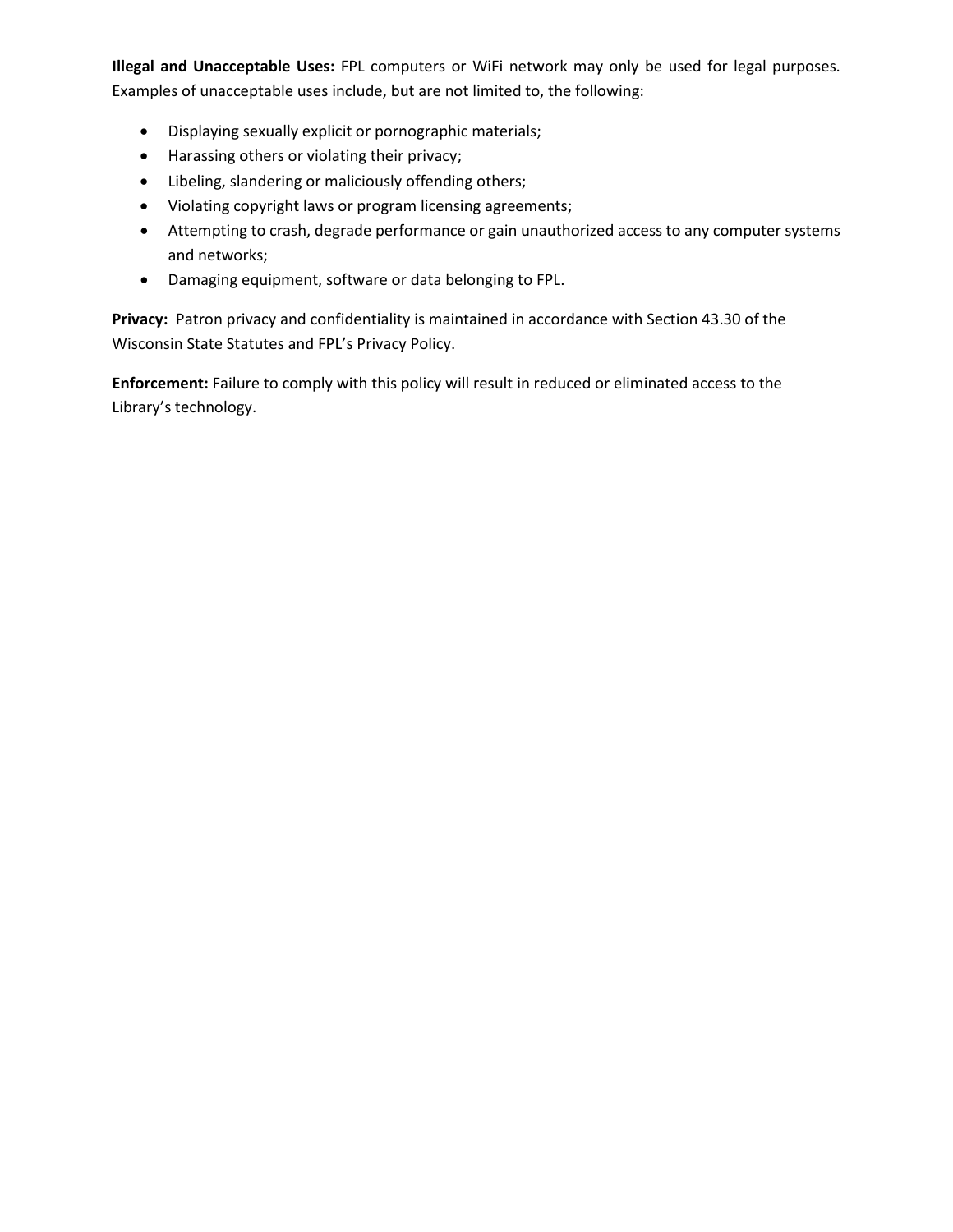**Illegal and Unacceptable Uses:** FPL computers or WiFi network may only be used for legal purposes. Examples of unacceptable uses include, but are not limited to, the following:

- Displaying sexually explicit or pornographic materials;
- Harassing others or violating their privacy;
- Libeling, slandering or maliciously offending others;
- Violating copyright laws or program licensing agreements;
- Attempting to crash, degrade performance or gain unauthorized access to any computer systems and networks;
- Damaging equipment, software or data belonging to FPL.

**Privacy:** Patron privacy and confidentiality is maintained in accordance with Section 43.30 of the Wisconsin State Statutes and FPL's Privacy Policy.

**Enforcement:** Failure to comply with this policy will result in reduced or eliminated access to the Library's technology.